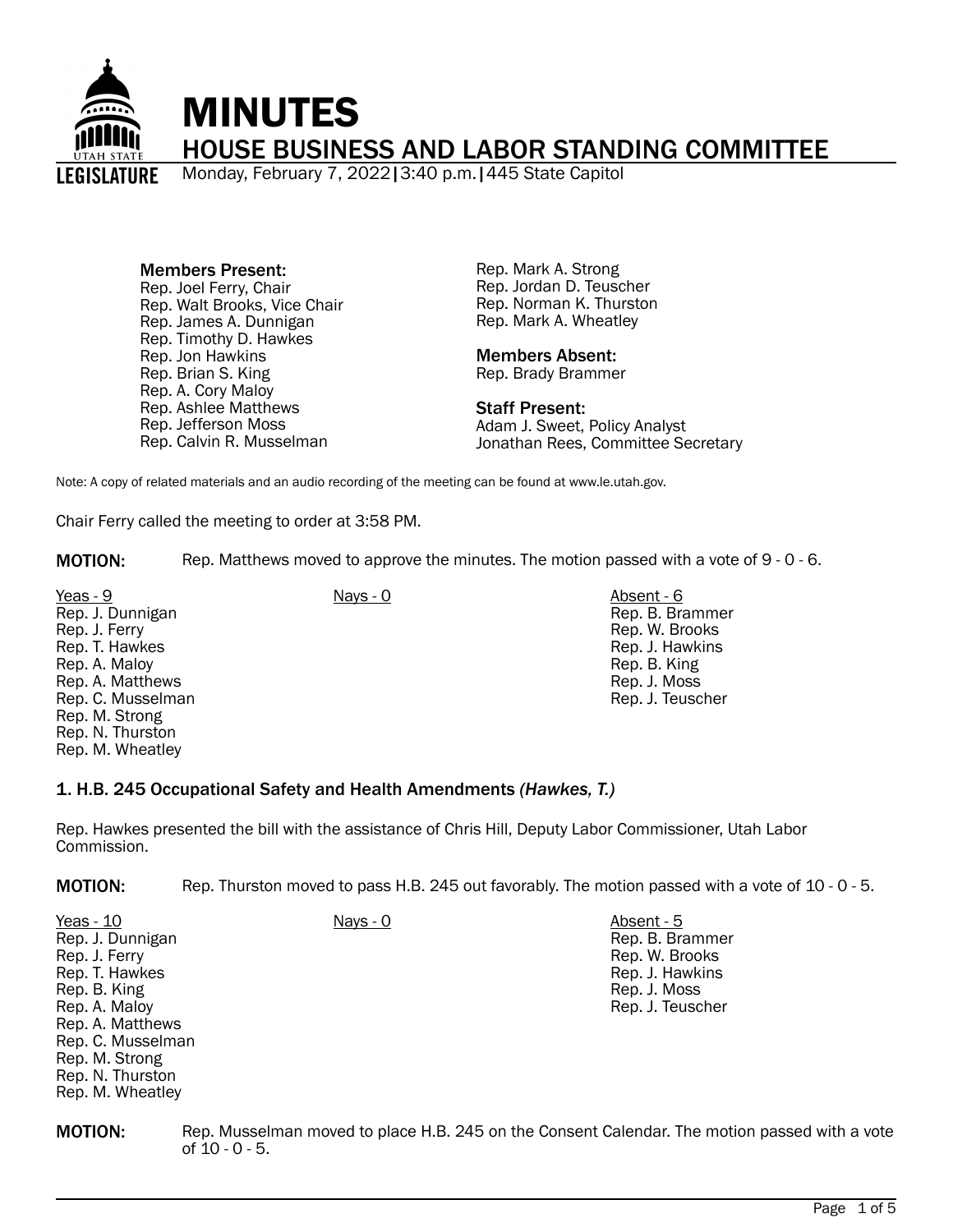# MINUTES

## HOUSE BUSINESS AND LABOR STANDING COMMITTEE

Monday, February 7, 2022 | 3:40 p.m. | 445 State Capitol

**Members Present:**
Rep. Joel Ferry, Chair
Rep. Walt Brooks, Vice Chair
Rep. James A. Dunnigan
Rep. Timothy D. Hawkes
Rep. Jon Hawkins
Rep. Brian S. King
Rep. A. Cory Maloy
Rep. Ashlee Matthews
Rep. Jefferson Moss
Rep. Calvin R. Musselman
Rep. Mark A. Strong
Rep. Jordan D. Teuscher
Rep. Norman K. Thurston
Rep. Mark A. Wheatley

**Members Absent:**
Rep. Brady Brammer

**Staff Present:**
Adam J. Sweet, Policy Analyst
Jonathan Rees, Committee Secretary

Note: A copy of related materials and an audio recording of the meeting can be found at www.le.utah.gov.

Chair Ferry called the meeting to order at 3:58 PM.

**MOTION:** Rep. Matthews moved to approve the minutes. The motion passed with a vote of 9 - 0 - 6.

| Yeas - 9 | Nays - 0 | Absent - 6 |
|---|---|---|
| Rep. J. Dunnigan | | Rep. B. Brammer |
| Rep. J. Ferry | | Rep. W. Brooks |
| Rep. T. Hawkes | | Rep. J. Hawkins |
| Rep. A. Maloy | | Rep. B. King |
| Rep. A. Matthews | | Rep. J. Moss |
| Rep. C. Musselman | | Rep. J. Teuscher |
| Rep. M. Strong | | |
| Rep. N. Thurston | | |
| Rep. M. Wheatley | | |

### 1. H.B. 245 Occupational Safety and Health Amendments *(Hawkes, T.)*

Rep. Hawkes presented the bill with the assistance of Chris Hill, Deputy Labor Commissioner, Utah Labor Commission.

**MOTION:** Rep. Thurston moved to pass H.B. 245 out favorably. The motion passed with a vote of 10 - 0 - 5.

| Yeas - 10 | Nays - 0 | Absent - 5 |
|---|---|---|
| Rep. J. Dunnigan | | Rep. B. Brammer |
| Rep. J. Ferry | | Rep. W. Brooks |
| Rep. T. Hawkes | | Rep. J. Hawkins |
| Rep. B. King | | Rep. J. Moss |
| Rep. A. Maloy | | Rep. J. Teuscher |
| Rep. A. Matthews | | |
| Rep. C. Musselman | | |
| Rep. M. Strong | | |
| Rep. N. Thurston | | |
| Rep. M. Wheatley | | |

**MOTION:** Rep. Musselman moved to place H.B. 245 on the Consent Calendar. The motion passed with a vote of 10 - 0 - 5.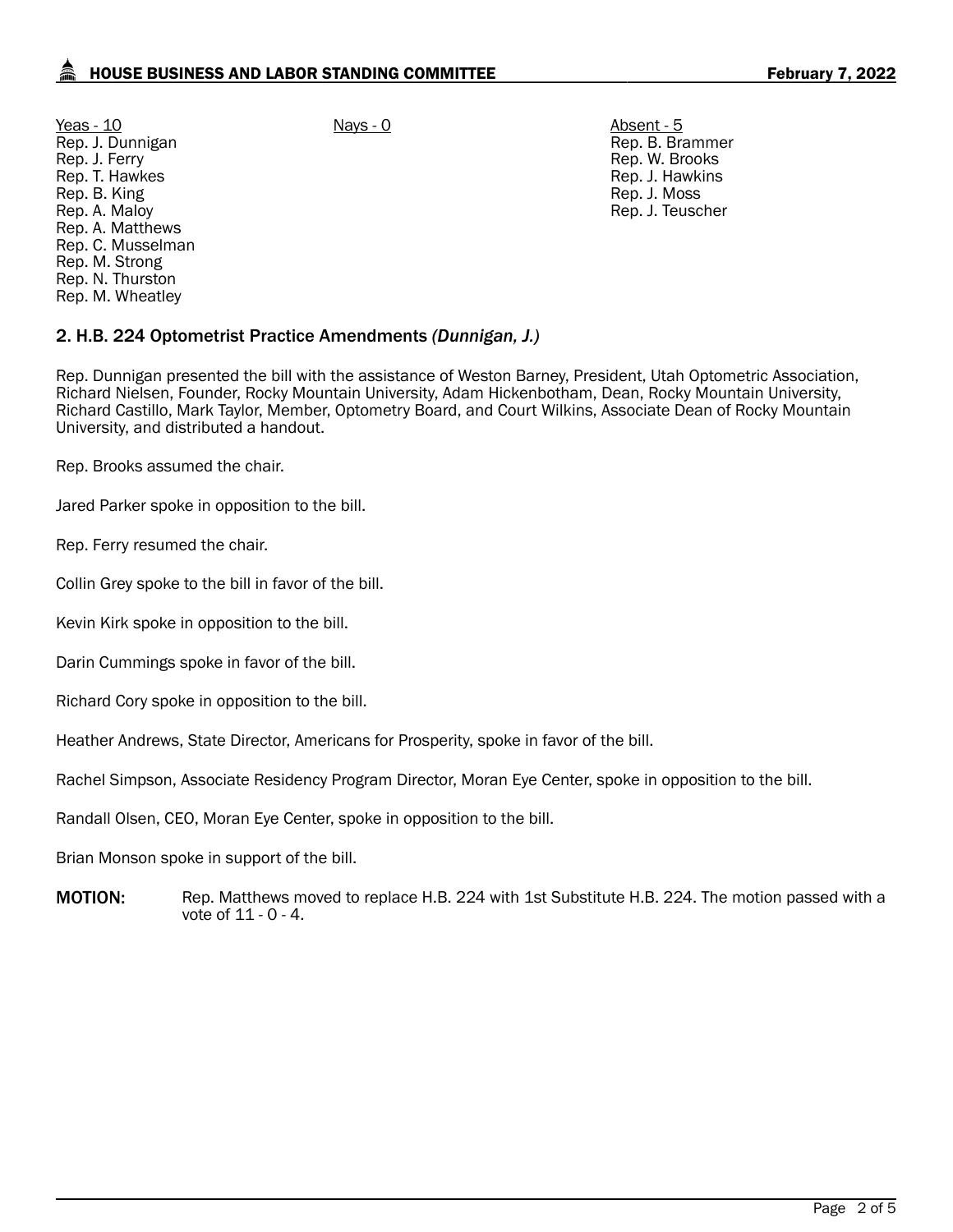| Yeas - 10 | Nays - 0 | Absent - 5 |
|---|---|---|
| Rep. J. Dunnigan | | Rep. B. Brammer |
| Rep. J. Ferry | | Rep. W. Brooks |
| Rep. T. Hawkes | | Rep. J. Hawkins |
| Rep. B. King | | Rep. J. Moss |
| Rep. A. Maloy | | Rep. J. Teuscher |
| Rep. A. Matthews | | |
| Rep. C. Musselman | | |
| Rep. M. Strong | | |
| Rep. N. Thurston | | |
| Rep. M. Wheatley | | |

## 2. H.B. 224 Optometrist Practice Amendments *(Dunnigan, J.)*

Rep. Dunnigan presented the bill with the assistance of Weston Barney, President, Utah Optometric Association, Richard Nielsen, Founder, Rocky Mountain University, Adam Hickenbotham, Dean, Rocky Mountain University, Richard Castillo, Mark Taylor, Member, Optometry Board, and Court Wilkins, Associate Dean of Rocky Mountain University, and distributed a handout.

Rep. Brooks assumed the chair.

Jared Parker spoke in opposition to the bill.

Rep. Ferry resumed the chair.

Collin Grey spoke to the bill in favor of the bill.

Kevin Kirk spoke in opposition to the bill.

Darin Cummings spoke in favor of the bill.

Richard Cory spoke in opposition to the bill.

Heather Andrews, State Director, Americans for Prosperity, spoke in favor of the bill.

Rachel Simpson, Associate Residency Program Director, Moran Eye Center, spoke in opposition to the bill.

Randall Olsen, CEO, Moran Eye Center, spoke in opposition to the bill.

Brian Monson spoke in support of the bill.

**MOTION:** Rep. Matthews moved to replace H.B. 224 with 1st Substitute H.B. 224. The motion passed with a vote of 11 - 0 - 4.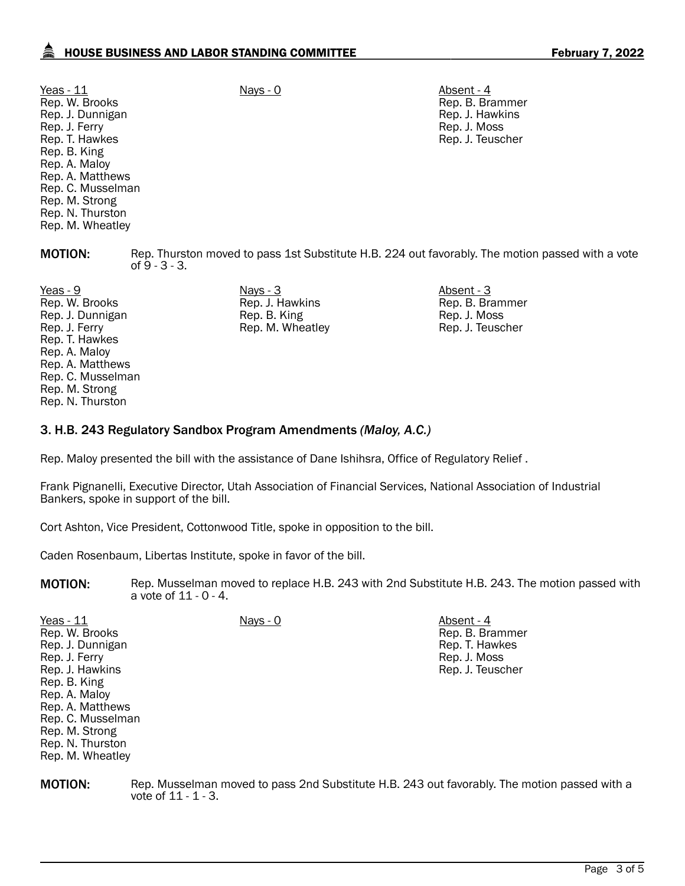| Yeas - 11 | Nays - 0 | Absent - 4 |
|---|---|---|
| Rep. W. Brooks | | Rep. B. Brammer |
| Rep. J. Dunnigan | | Rep. J. Hawkins |
| Rep. J. Ferry | | Rep. J. Moss |
| Rep. T. Hawkes | | Rep. J. Teuscher |
| Rep. B. King | | |
| Rep. A. Maloy | | |
| Rep. A. Matthews | | |
| Rep. C. Musselman | | |
| Rep. M. Strong | | |
| Rep. N. Thurston | | |
| Rep. M. Wheatley | | |

**MOTION:** Rep. Thurston moved to pass 1st Substitute H.B. 224 out favorably. The motion passed with a vote of 9 - 3 - 3.

| Yeas - 9 | Nays - 3 | Absent - 3 |
|---|---|---|
| Rep. W. Brooks | Rep. J. Hawkins | Rep. B. Brammer |
| Rep. J. Dunnigan | Rep. B. King | Rep. J. Moss |
| Rep. J. Ferry | Rep. M. Wheatley | Rep. J. Teuscher |
| Rep. T. Hawkes | | |
| Rep. A. Maloy | | |
| Rep. A. Matthews | | |
| Rep. C. Musselman | | |
| Rep. M. Strong | | |
| Rep. N. Thurston | | |

### 3. H.B. 243 Regulatory Sandbox Program Amendments *(Maloy, A.C.)*

Rep. Maloy presented the bill with the assistance of Dane Ishihsra, Office of Regulatory Relief .

Frank Pignanelli, Executive Director, Utah Association of Financial Services, National Association of Industrial Bankers, spoke in support of the bill.

Cort Ashton, Vice President, Cottonwood Title, spoke in opposition to the bill.

Caden Rosenbaum, Libertas Institute, spoke in favor of the bill.

**MOTION:** Rep. Musselman moved to replace H.B. 243 with 2nd Substitute H.B. 243. The motion passed with a vote of 11 - 0 - 4.

| Yeas - 11 | Nays - 0 | Absent - 4 |
|---|---|---|
| Rep. W. Brooks | | Rep. B. Brammer |
| Rep. J. Dunnigan | | Rep. T. Hawkes |
| Rep. J. Ferry | | Rep. J. Moss |
| Rep. J. Hawkins | | Rep. J. Teuscher |
| Rep. B. King | | |
| Rep. A. Maloy | | |
| Rep. A. Matthews | | |
| Rep. C. Musselman | | |
| Rep. M. Strong | | |
| Rep. N. Thurston | | |
| Rep. M. Wheatley | | |

**MOTION:** Rep. Musselman moved to pass 2nd Substitute H.B. 243 out favorably. The motion passed with a vote of 11 - 1 - 3.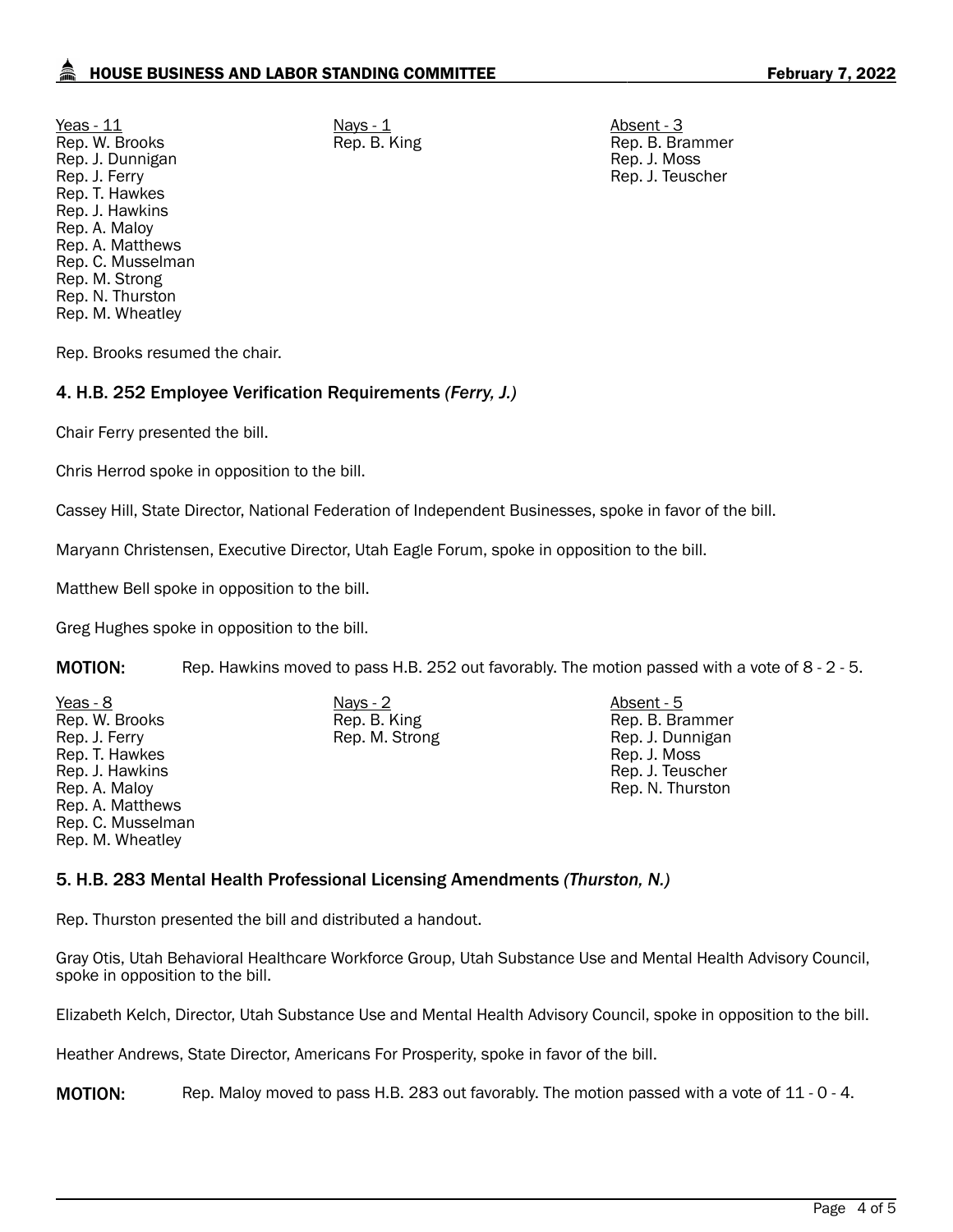| Yeas - 11 | Nays - 1 | Absent - 3 |
| --- | --- | --- |
| Rep. W. Brooks | Rep. B. King | Rep. B. Brammer |
| Rep. J. Dunnigan | | Rep. J. Moss |
| Rep. J. Ferry | | Rep. J. Teuscher |
| Rep. T. Hawkes | | |
| Rep. J. Hawkins | | |
| Rep. A. Maloy | | |
| Rep. A. Matthews | | |
| Rep. C. Musselman | | |
| Rep. M. Strong | | |
| Rep. N. Thurston | | |
| Rep. M. Wheatley | | |

Rep. Brooks resumed the chair.

### 4. H.B. 252 Employee Verification Requirements *(Ferry, J.)*

Chair Ferry presented the bill.

Chris Herrod spoke in opposition to the bill.

Cassey Hill, State Director, National Federation of Independent Businesses, spoke in favor of the bill.

Maryann Christensen, Executive Director, Utah Eagle Forum, spoke in opposition to the bill.

Matthew Bell spoke in opposition to the bill.

Greg Hughes spoke in opposition to the bill.

**MOTION:** Rep. Hawkins moved to pass H.B. 252 out favorably. The motion passed with a vote of 8 - 2 - 5.

| Yeas - 8 | Nays - 2 | Absent - 5 |
| --- | --- | --- |
| Rep. W. Brooks | Rep. B. King | Rep. B. Brammer |
| Rep. J. Ferry | Rep. M. Strong | Rep. J. Dunnigan |
| Rep. T. Hawkes | | Rep. J. Moss |
| Rep. J. Hawkins | | Rep. J. Teuscher |
| Rep. A. Maloy | | Rep. N. Thurston |
| Rep. A. Matthews | | |
| Rep. C. Musselman | | |
| Rep. M. Wheatley | | |

### 5. H.B. 283 Mental Health Professional Licensing Amendments *(Thurston, N.)*

Rep. Thurston presented the bill and distributed a handout.

Gray Otis, Utah Behavioral Healthcare Workforce Group, Utah Substance Use and Mental Health Advisory Council, spoke in opposition to the bill.

Elizabeth Kelch, Director, Utah Substance Use and Mental Health Advisory Council, spoke in opposition to the bill.

Heather Andrews, State Director, Americans For Prosperity, spoke in favor of the bill.

**MOTION:** Rep. Maloy moved to pass H.B. 283 out favorably. The motion passed with a vote of 11 - 0 - 4.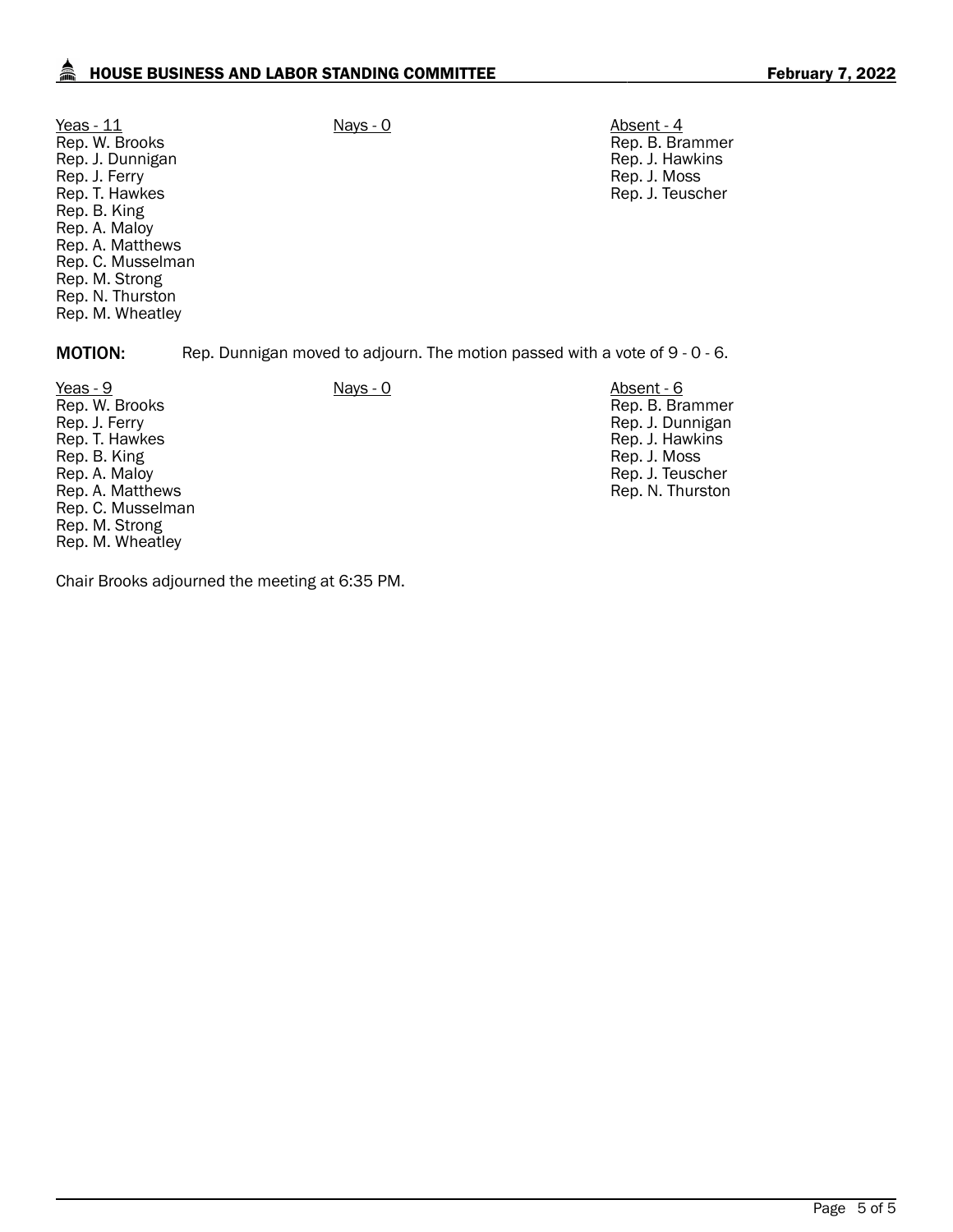| Yeas - 11 | Nays - 0 | Absent - 4 |
| --- | --- | --- |
| Rep. W. Brooks | | Rep. B. Brammer |
| Rep. J. Dunnigan | | Rep. J. Hawkins |
| Rep. J. Ferry | | Rep. J. Moss |
| Rep. T. Hawkes | | Rep. J. Teuscher |
| Rep. B. King | | |
| Rep. A. Maloy | | |
| Rep. A. Matthews | | |
| Rep. C. Musselman | | |
| Rep. M. Strong | | |
| Rep. N. Thurston | | |
| Rep. M. Wheatley | | |

**MOTION:** Rep. Dunnigan moved to adjourn. The motion passed with a vote of 9 - 0 - 6.

| Yeas - 9 | Nays - 0 | Absent - 6 |
| --- | --- | --- |
| Rep. W. Brooks | | Rep. B. Brammer |
| Rep. J. Ferry | | Rep. J. Dunnigan |
| Rep. T. Hawkes | | Rep. J. Hawkins |
| Rep. B. King | | Rep. J. Moss |
| Rep. A. Maloy | | Rep. J. Teuscher |
| Rep. A. Matthews | | Rep. N. Thurston |
| Rep. C. Musselman | | |
| Rep. M. Strong | | |
| Rep. M. Wheatley | | |

Chair Brooks adjourned the meeting at 6:35 PM.